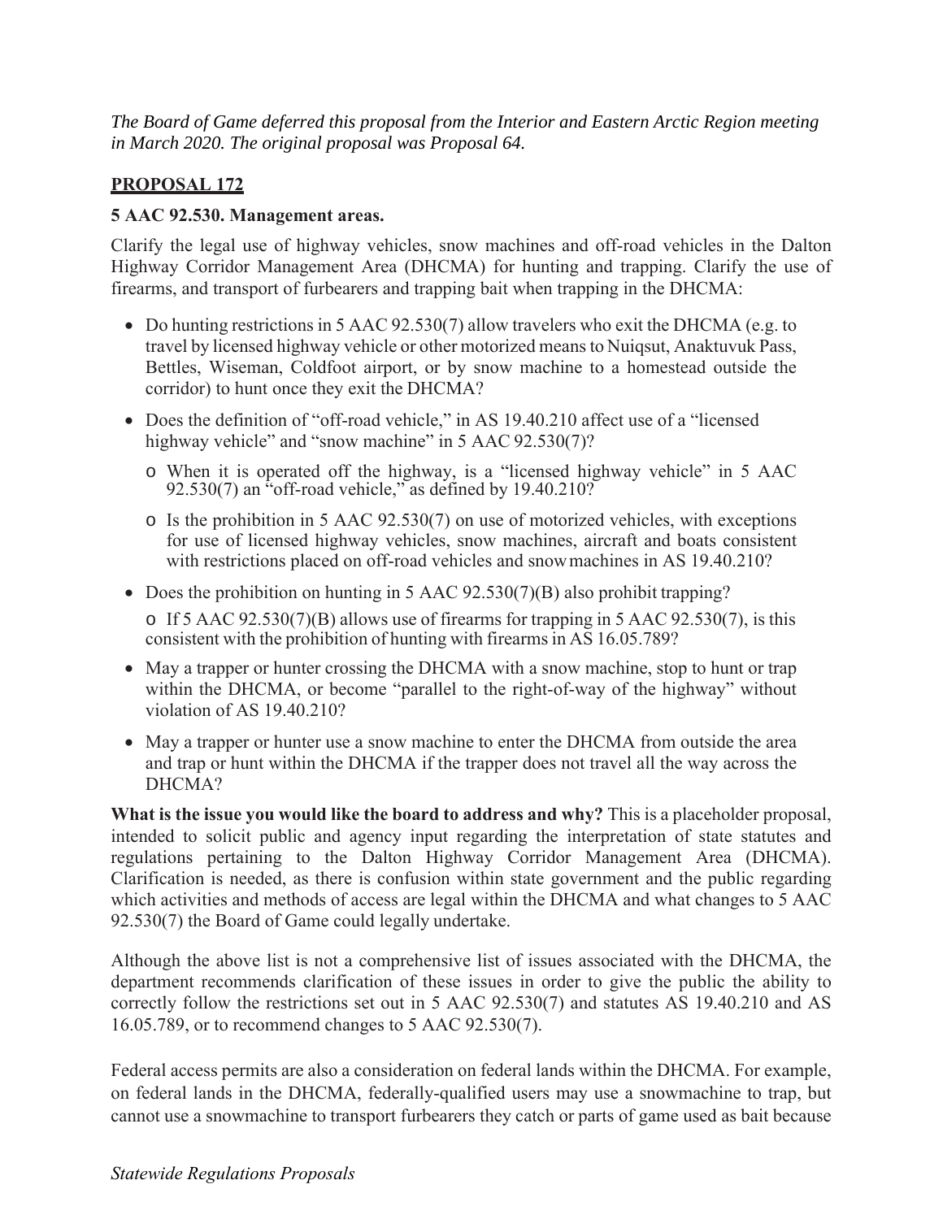*The Board of Game deferred this proposal from the Interior and Eastern Arctic Region meeting in March 2020. The original proposal was Proposal 64.*

## PROPOSAL 172

### 5 AAC 92.530. Management areas.

Clarify the legal use of highway vehicles, snow machines and off-road vehicles in the Dalton Highway Corridor Management Area (DHCMA) for hunting and trapping. Clarify the use of firearms, and transport of furbearers and trapping bait when trapping in the DHCMA:

- Do hunting restrictions in 5 AAC 92.530(7) allow travelers who exit the DHCMA (e.g. to travel by licensed highway vehicle or other motorized means to Nuiqsut, Anaktuvuk Pass, Bettles, Wiseman, Coldfoot airport, or by snow machine to a homestead outside the corridor) to hunt once they exit the DHCMA?
- Does the definition of "off-road vehicle," in AS 19.40.210 affect use of a "licensed highway vehicle" and "snow machine" in 5 AAC 92.530(7)?
  - When it is operated off the highway, is a "licensed highway vehicle" in 5 AAC 92.530(7) an "off-road vehicle," as defined by 19.40.210?
  - Is the prohibition in 5 AAC 92.530(7) on use of motorized vehicles, with exceptions for use of licensed highway vehicles, snow machines, aircraft and boats consistent with restrictions placed on off-road vehicles and snow machines in AS 19.40.210?
- Does the prohibition on hunting in 5 AAC 92.530(7)(B) also prohibit trapping?
  - If 5 AAC 92.530(7)(B) allows use of firearms for trapping in 5 AAC 92.530(7), is this consistent with the prohibition of hunting with firearms in AS 16.05.789?
- May a trapper or hunter crossing the DHCMA with a snow machine, stop to hunt or trap within the DHCMA, or become "parallel to the right-of-way of the highway" without violation of AS 19.40.210?
- May a trapper or hunter use a snow machine to enter the DHCMA from outside the area and trap or hunt within the DHCMA if the trapper does not travel all the way across the DHCMA?

**What is the issue you would like the board to address and why?** This is a placeholder proposal, intended to solicit public and agency input regarding the interpretation of state statutes and regulations pertaining to the Dalton Highway Corridor Management Area (DHCMA). Clarification is needed, as there is confusion within state government and the public regarding which activities and methods of access are legal within the DHCMA and what changes to 5 AAC 92.530(7) the Board of Game could legally undertake.

Although the above list is not a comprehensive list of issues associated with the DHCMA, the department recommends clarification of these issues in order to give the public the ability to correctly follow the restrictions set out in 5 AAC 92.530(7) and statutes AS 19.40.210 and AS 16.05.789, or to recommend changes to 5 AAC 92.530(7).

Federal access permits are also a consideration on federal lands within the DHCMA. For example, on federal lands in the DHCMA, federally-qualified users may use a snowmachine to trap, but cannot use a snowmachine to transport furbearers they catch or parts of game used as bait because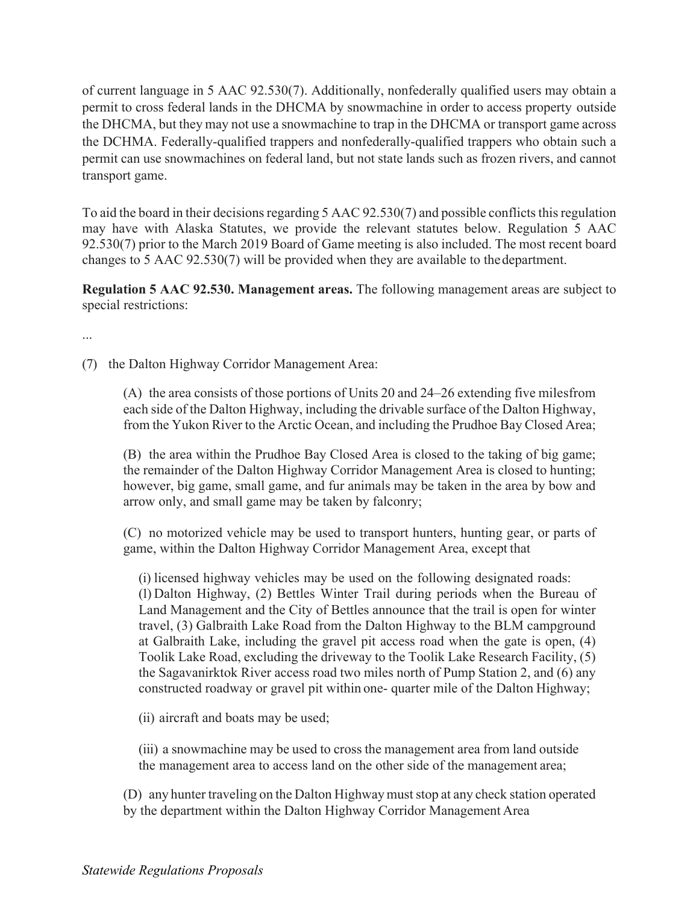of current language in 5 AAC 92.530(7). Additionally, nonfederally qualified users may obtain a permit to cross federal lands in the DHCMA by snowmachine in order to access property outside the DHCMA, but they may not use a snowmachine to trap in the DHCMA or transport game across the DCHMA. Federally-qualified trappers and nonfederally-qualified trappers who obtain such a permit can use snowmachines on federal land, but not state lands such as frozen rivers, and cannot transport game.

To aid the board in their decisions regarding 5 AAC 92.530(7) and possible conflicts this regulation may have with Alaska Statutes, we provide the relevant statutes below. Regulation 5 AAC 92.530(7) prior to the March 2019 Board of Game meeting is also included. The most recent board changes to 5 AAC 92.530(7) will be provided when they are available to the department.

**Regulation 5 AAC 92.530. Management areas.** The following management areas are subject to special restrictions:

...

(7) the Dalton Highway Corridor Management Area:

(A) the area consists of those portions of Units 20 and 24–26 extending five miles from each side of the Dalton Highway, including the drivable surface of the Dalton Highway, from the Yukon River to the Arctic Ocean, and including the Prudhoe Bay Closed Area;

(B) the area within the Prudhoe Bay Closed Area is closed to the taking of big game; the remainder of the Dalton Highway Corridor Management Area is closed to hunting; however, big game, small game, and fur animals may be taken in the area by bow and arrow only, and small game may be taken by falconry;

(C) no motorized vehicle may be used to transport hunters, hunting gear, or parts of game, within the Dalton Highway Corridor Management Area, except that

(i) licensed highway vehicles may be used on the following designated roads: (l) Dalton Highway, (2) Bettles Winter Trail during periods when the Bureau of Land Management and the City of Bettles announce that the trail is open for winter travel, (3) Galbraith Lake Road from the Dalton Highway to the BLM campground at Galbraith Lake, including the gravel pit access road when the gate is open, (4) Toolik Lake Road, excluding the driveway to the Toolik Lake Research Facility, (5) the Sagavanirktok River access road two miles north of Pump Station 2, and (6) any constructed roadway or gravel pit within one- quarter mile of the Dalton Highway;

(ii) aircraft and boats may be used;

(iii) a snowmachine may be used to cross the management area from land outside the management area to access land on the other side of the management area;

(D) any hunter traveling on the Dalton Highway must stop at any check station operated by the department within the Dalton Highway Corridor Management Area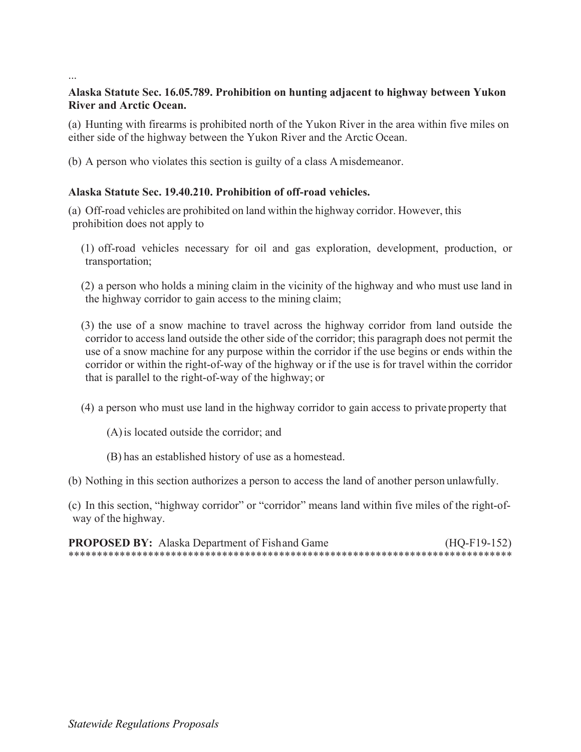...

**Alaska Statute Sec. 16.05.789. Prohibition on hunting adjacent to highway between Yukon River and Arctic Ocean.**

(a) Hunting with firearms is prohibited north of the Yukon River in the area within five miles on either side of the highway between the Yukon River and the Arctic Ocean.

(b) A person who violates this section is guilty of a class A misdemeanor.

**Alaska Statute Sec. 19.40.210. Prohibition of off-road vehicles.**

(a) Off-road vehicles are prohibited on land within the highway corridor. However, this prohibition does not apply to

(1) off-road vehicles necessary for oil and gas exploration, development, production, or transportation;

(2) a person who holds a mining claim in the vicinity of the highway and who must use land in the highway corridor to gain access to the mining claim;

(3) the use of a snow machine to travel across the highway corridor from land outside the corridor to access land outside the other side of the corridor; this paragraph does not permit the use of a snow machine for any purpose within the corridor if the use begins or ends within the corridor or within the right-of-way of the highway or if the use is for travel within the corridor that is parallel to the right-of-way of the highway; or

(4) a person who must use land in the highway corridor to gain access to private property that

(A) is located outside the corridor; and

(B) has an established history of use as a homestead.

(b) Nothing in this section authorizes a person to access the land of another person unlawfully.

(c) In this section, "highway corridor" or "corridor" means land within five miles of the right-of-way of the highway.

**PROPOSED BY:** Alaska Department of Fish and Game (HQ-F19-152)

******************************************************************************